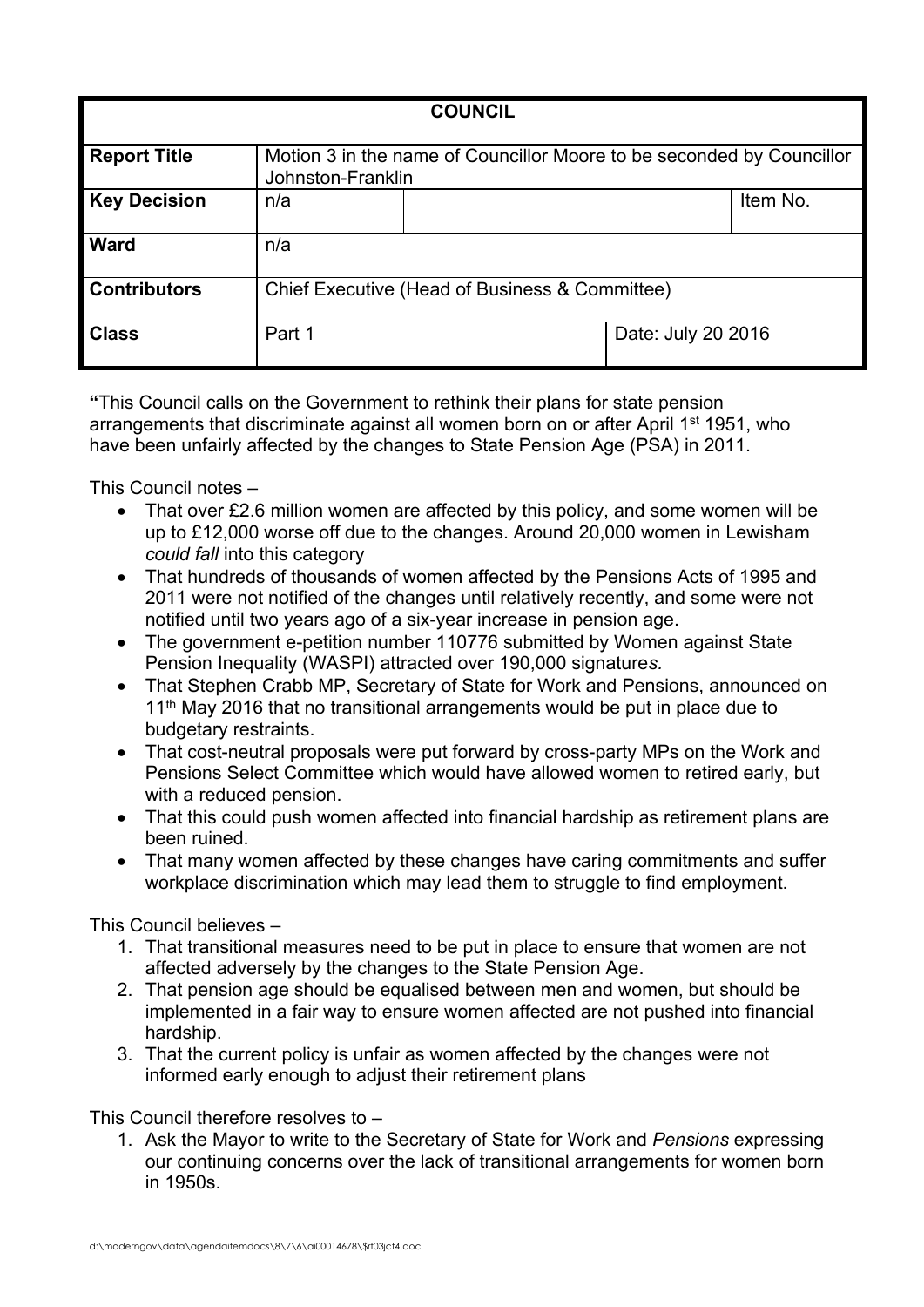| COUNCIL | | | |
|---|---|---|---|
| **Report Title** | Motion 3 in the name of Councillor Moore to be seconded by Councillor Johnston-Franklin | | |
| **Key Decision** | n/a | | Item No. |
| **Ward** | n/a | | |
| **Contributors** | Chief Executive (Head of Business & Committee) | | |
| **Class** | Part 1 | Date: July 20 2016 | |

**"**This Council calls on the Government to rethink their plans for state pension arrangements that discriminate against all women born on or after April 1st 1951, who have been unfairly affected by the changes to State Pension Age (PSA) in 2011.

This Council notes –

- That over £2.6 million women are affected by this policy, and some women will be up to £12,000 worse off due to the changes. Around 20,000 women in Lewisham *could fall* into this category
- That hundreds of thousands of women affected by the Pensions Acts of 1995 and 2011 were not notified of the changes until relatively recently, and some were not notified until two years ago of a six-year increase in pension age.
- The government e-petition number 110776 submitted by Women against State Pension Inequality (WASPI) attracted over 190,000 signature*s.*
- That Stephen Crabb MP, Secretary of State for Work and Pensions, announced on 11th May 2016 that no transitional arrangements would be put in place due to budgetary restraints.
- That cost-neutral proposals were put forward by cross-party MPs on the Work and Pensions Select Committee which would have allowed women to retired early, but with a reduced pension.
- That this could push women affected into financial hardship as retirement plans are been ruined.
- That many women affected by these changes have caring commitments and suffer workplace discrimination which may lead them to struggle to find employment.

This Council believes –

1. That transitional measures need to be put in place to ensure that women are not affected adversely by the changes to the State Pension Age.
2. That pension age should be equalised between men and women, but should be implemented in a fair way to ensure women affected are not pushed into financial hardship.
3. That the current policy is unfair as women affected by the changes were not informed early enough to adjust their retirement plans

This Council therefore resolves to –

1. Ask the Mayor to write to the Secretary of State for Work and *Pensions* expressing our continuing concerns over the lack of transitional arrangements for women born in 1950s.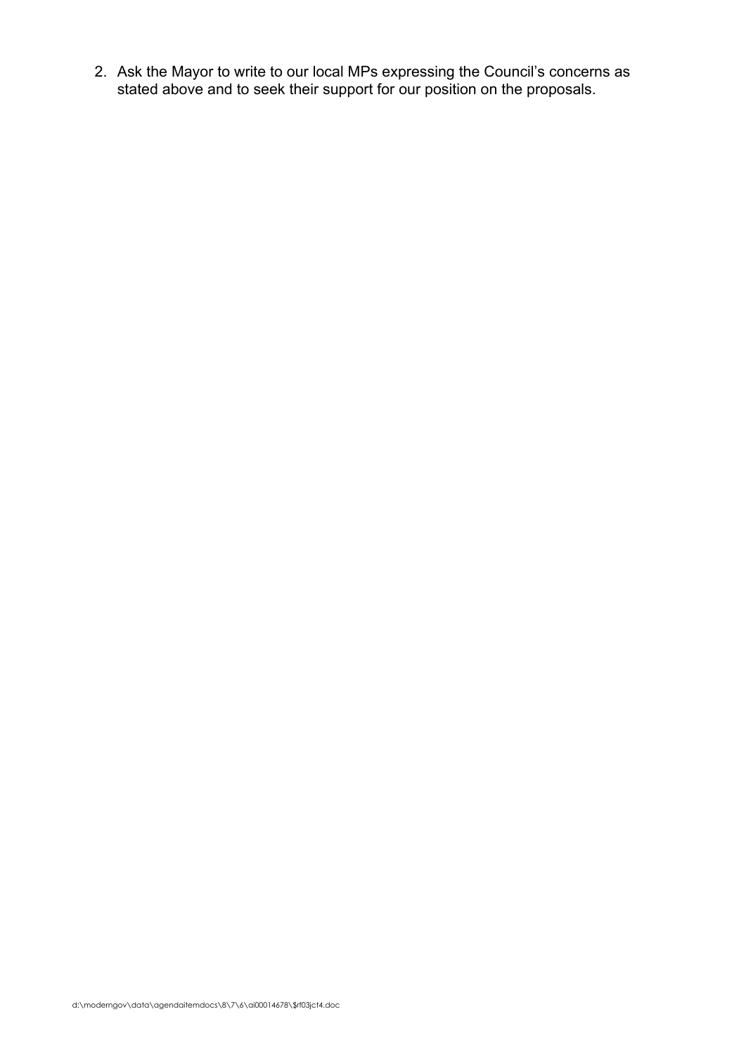2. Ask the Mayor to write to our local MPs expressing the Council's concerns as stated above and to seek their support for our position on the proposals.